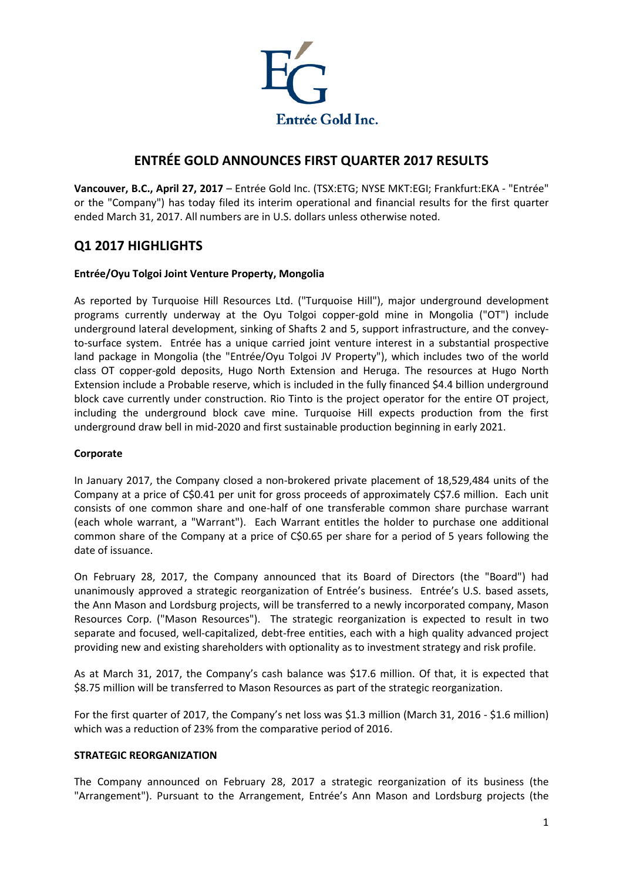# ENTRÉE GOLD ANNOUNCES FIRST QUARTER 2017 RESULTS

**Vancouver, B.C., April 27, 2017** – Entrée Gold Inc. (TSX:ETG; NYSE MKT:EGI; Frankfurt:EKA - "Entrée" or the "Company") has today filed its interim operational and financial results for the first quarter ended March 31, 2017. All numbers are in U.S. dollars unless otherwise noted.

## Q1 2017 HIGHLIGHTS

**Entrée/Oyu Tolgoi Joint Venture Property, Mongolia**

As reported by Turquoise Hill Resources Ltd. ("Turquoise Hill"), major underground development programs currently underway at the Oyu Tolgoi copper-gold mine in Mongolia ("OT") include underground lateral development, sinking of Shafts 2 and 5, support infrastructure, and the convey-to-surface system. Entrée has a unique carried joint venture interest in a substantial prospective land package in Mongolia (the "Entrée/Oyu Tolgoi JV Property"), which includes two of the world class OT copper-gold deposits, Hugo North Extension and Heruga. The resources at Hugo North Extension include a Probable reserve, which is included in the fully financed $4.4 billion underground block cave currently under construction. Rio Tinto is the project operator for the entire OT project, including the underground block cave mine. Turquoise Hill expects production from the first underground draw bell in mid-2020 and first sustainable production beginning in early 2021.

**Corporate**

In January 2017, the Company closed a non-brokered private placement of 18,529,484 units of the Company at a price of C$0.41 per unit for gross proceeds of approximately C$7.6 million. Each unit consists of one common share and one-half of one transferable common share purchase warrant (each whole warrant, a "Warrant"). Each Warrant entitles the holder to purchase one additional common share of the Company at a price of C$0.65 per share for a period of 5 years following the date of issuance.

On February 28, 2017, the Company announced that its Board of Directors (the "Board") had unanimously approved a strategic reorganization of Entrée's business. Entrée's U.S. based assets, the Ann Mason and Lordsburg projects, will be transferred to a newly incorporated company, Mason Resources Corp. ("Mason Resources"). The strategic reorganization is expected to result in two separate and focused, well-capitalized, debt-free entities, each with a high quality advanced project providing new and existing shareholders with optionality as to investment strategy and risk profile.

As at March 31, 2017, the Company's cash balance was $17.6 million. Of that, it is expected that $8.75 million will be transferred to Mason Resources as part of the strategic reorganization.

For the first quarter of 2017, the Company's net loss was $1.3 million (March 31, 2016 - $1.6 million) which was a reduction of 23% from the comparative period of 2016.

**STRATEGIC REORGANIZATION**

The Company announced on February 28, 2017 a strategic reorganization of its business (the "Arrangement"). Pursuant to the Arrangement, Entrée's Ann Mason and Lordsburg projects (the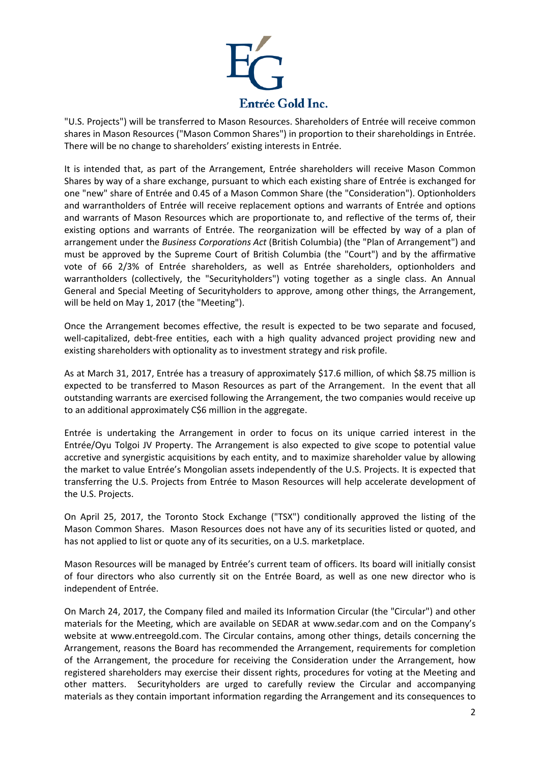"U.S. Projects") will be transferred to Mason Resources. Shareholders of Entrée will receive common shares in Mason Resources ("Mason Common Shares") in proportion to their shareholdings in Entrée. There will be no change to shareholders' existing interests in Entrée.

It is intended that, as part of the Arrangement, Entrée shareholders will receive Mason Common Shares by way of a share exchange, pursuant to which each existing share of Entrée is exchanged for one "new" share of Entrée and 0.45 of a Mason Common Share (the "Consideration"). Optionholders and warrantholders of Entrée will receive replacement options and warrants of Entrée and options and warrants of Mason Resources which are proportionate to, and reflective of the terms of, their existing options and warrants of Entrée. The reorganization will be effected by way of a plan of arrangement under the *Business Corporations Act* (British Columbia) (the "Plan of Arrangement") and must be approved by the Supreme Court of British Columbia (the "Court") and by the affirmative vote of 66 2/3% of Entrée shareholders, as well as Entrée shareholders, optionholders and warrantholders (collectively, the "Securityholders") voting together as a single class. An Annual General and Special Meeting of Securityholders to approve, among other things, the Arrangement, will be held on May 1, 2017 (the "Meeting").

Once the Arrangement becomes effective, the result is expected to be two separate and focused, well-capitalized, debt-free entities, each with a high quality advanced project providing new and existing shareholders with optionality as to investment strategy and risk profile.

As at March 31, 2017, Entrée has a treasury of approximately $17.6 million, of which $8.75 million is expected to be transferred to Mason Resources as part of the Arrangement. In the event that all outstanding warrants are exercised following the Arrangement, the two companies would receive up to an additional approximately C$6 million in the aggregate.

Entrée is undertaking the Arrangement in order to focus on its unique carried interest in the Entrée/Oyu Tolgoi JV Property. The Arrangement is also expected to give scope to potential value accretive and synergistic acquisitions by each entity, and to maximize shareholder value by allowing the market to value Entrée's Mongolian assets independently of the U.S. Projects. It is expected that transferring the U.S. Projects from Entrée to Mason Resources will help accelerate development of the U.S. Projects.

On April 25, 2017, the Toronto Stock Exchange ("TSX") conditionally approved the listing of the Mason Common Shares. Mason Resources does not have any of its securities listed or quoted, and has not applied to list or quote any of its securities, on a U.S. marketplace.

Mason Resources will be managed by Entrée's current team of officers. Its board will initially consist of four directors who also currently sit on the Entrée Board, as well as one new director who is independent of Entrée.

On March 24, 2017, the Company filed and mailed its Information Circular (the "Circular") and other materials for the Meeting, which are available on SEDAR at www.sedar.com and on the Company's website at www.entreegold.com. The Circular contains, among other things, details concerning the Arrangement, reasons the Board has recommended the Arrangement, requirements for completion of the Arrangement, the procedure for receiving the Consideration under the Arrangement, how registered shareholders may exercise their dissent rights, procedures for voting at the Meeting and other matters. Securityholders are urged to carefully review the Circular and accompanying materials as they contain important information regarding the Arrangement and its consequences to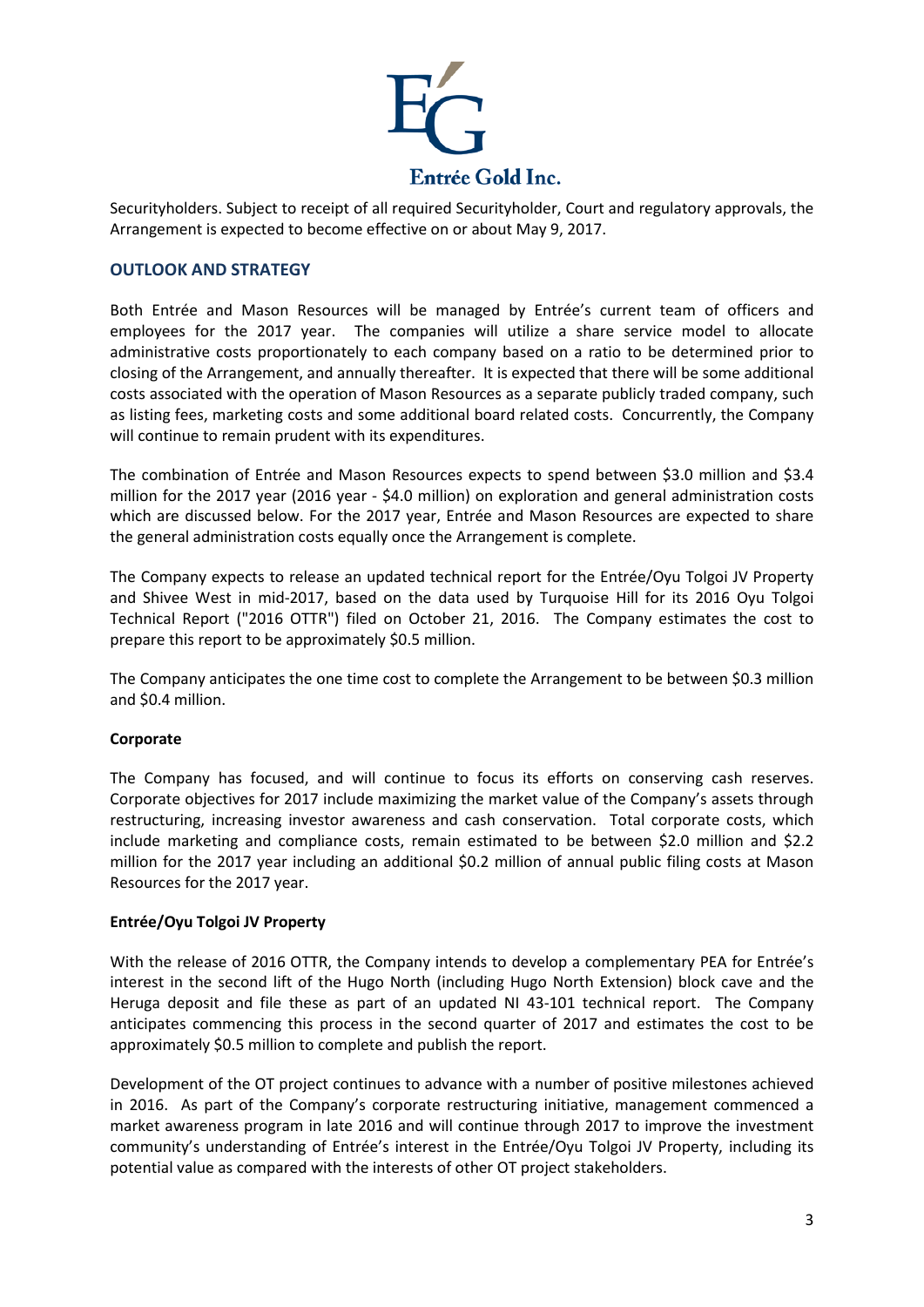Securityholders. Subject to receipt of all required Securityholder, Court and regulatory approvals, the Arrangement is expected to become effective on or about May 9, 2017.

## OUTLOOK AND STRATEGY

Both Entrée and Mason Resources will be managed by Entrée's current team of officers and employees for the 2017 year. The companies will utilize a share service model to allocate administrative costs proportionately to each company based on a ratio to be determined prior to closing of the Arrangement, and annually thereafter. It is expected that there will be some additional costs associated with the operation of Mason Resources as a separate publicly traded company, such as listing fees, marketing costs and some additional board related costs. Concurrently, the Company will continue to remain prudent with its expenditures.

The combination of Entrée and Mason Resources expects to spend between $3.0 million and $3.4 million for the 2017 year (2016 year - $4.0 million) on exploration and general administration costs which are discussed below. For the 2017 year, Entrée and Mason Resources are expected to share the general administration costs equally once the Arrangement is complete.

The Company expects to release an updated technical report for the Entrée/Oyu Tolgoi JV Property and Shivee West in mid-2017, based on the data used by Turquoise Hill for its 2016 Oyu Tolgoi Technical Report ("2016 OTTR") filed on October 21, 2016. The Company estimates the cost to prepare this report to be approximately $0.5 million.

The Company anticipates the one time cost to complete the Arrangement to be between $0.3 million and $0.4 million.

**Corporate**

The Company has focused, and will continue to focus its efforts on conserving cash reserves. Corporate objectives for 2017 include maximizing the market value of the Company's assets through restructuring, increasing investor awareness and cash conservation. Total corporate costs, which include marketing and compliance costs, remain estimated to be between $2.0 million and $2.2 million for the 2017 year including an additional $0.2 million of annual public filing costs at Mason Resources for the 2017 year.

**Entrée/Oyu Tolgoi JV Property**

With the release of 2016 OTTR, the Company intends to develop a complementary PEA for Entrée's interest in the second lift of the Hugo North (including Hugo North Extension) block cave and the Heruga deposit and file these as part of an updated NI 43-101 technical report. The Company anticipates commencing this process in the second quarter of 2017 and estimates the cost to be approximately $0.5 million to complete and publish the report.

Development of the OT project continues to advance with a number of positive milestones achieved in 2016. As part of the Company's corporate restructuring initiative, management commenced a market awareness program in late 2016 and will continue through 2017 to improve the investment community's understanding of Entrée's interest in the Entrée/Oyu Tolgoi JV Property, including its potential value as compared with the interests of other OT project stakeholders.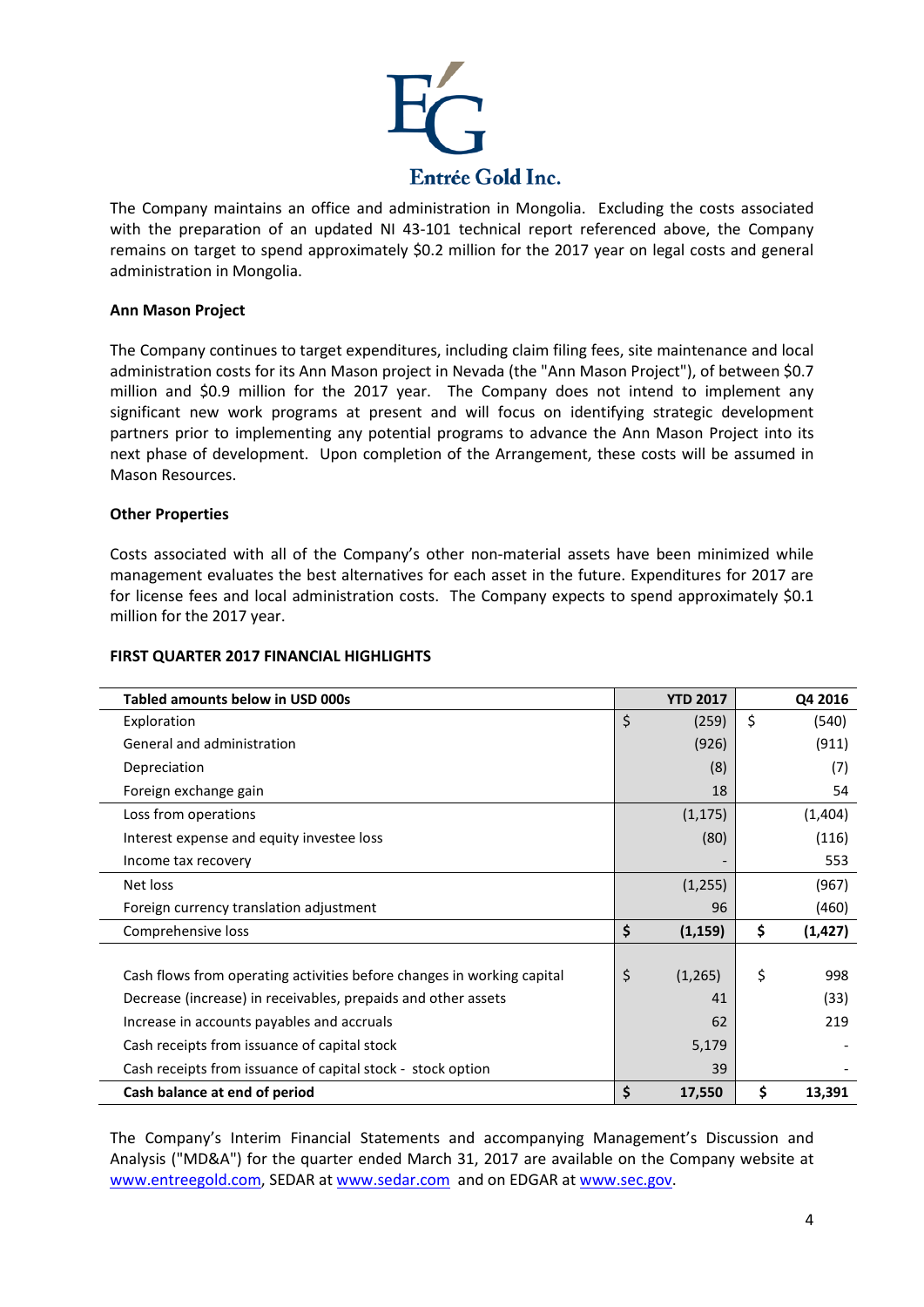The Company maintains an office and administration in Mongolia. Excluding the costs associated with the preparation of an updated NI 43-101 technical report referenced above, the Company remains on target to spend approximately $0.2 million for the 2017 year on legal costs and general administration in Mongolia.

**Ann Mason Project**

The Company continues to target expenditures, including claim filing fees, site maintenance and local administration costs for its Ann Mason project in Nevada (the "Ann Mason Project"), of between $0.7 million and $0.9 million for the 2017 year. The Company does not intend to implement any significant new work programs at present and will focus on identifying strategic development partners prior to implementing any potential programs to advance the Ann Mason Project into its next phase of development. Upon completion of the Arrangement, these costs will be assumed in Mason Resources.

**Other Properties**

Costs associated with all of the Company's other non-material assets have been minimized while management evaluates the best alternatives for each asset in the future. Expenditures for 2017 are for license fees and local administration costs. The Company expects to spend approximately $0.1 million for the 2017 year.

**FIRST QUARTER 2017 FINANCIAL HIGHLIGHTS**

| Tabled amounts below in USD 000s | YTD 2017 | Q4 2016 |
|---|---|---|
| Exploration | $ (259) | $ (540) |
| General and administration | (926) | (911) |
| Depreciation | (8) | (7) |
| Foreign exchange gain | 18 | 54 |
| Loss from operations | (1,175) | (1,404) |
| Interest expense and equity investee loss | (80) | (116) |
| Income tax recovery | - | 553 |
| Net loss | (1,255) | (967) |
| Foreign currency translation adjustment | 96 | (460) |
| Comprehensive loss | **$ (1,159)** | **$ (1,427)** |
| | | |
| Cash flows from operating activities before changes in working capital | $ (1,265) | $ 998 |
| Decrease (increase) in receivables, prepaids and other assets | 41 | (33) |
| Increase in accounts payables and accruals | 62 | 219 |
| Cash receipts from issuance of capital stock | 5,179 | - |
| Cash receipts from issuance of capital stock - stock option | 39 | - |
| **Cash balance at end of period** | **$ 17,550** | **$ 13,391** |

The Company's Interim Financial Statements and accompanying Management's Discussion and Analysis ("MD&A") for the quarter ended March 31, 2017 are available on the Company website at www.entreegold.com, SEDAR at www.sedar.com and on EDGAR at www.sec.gov.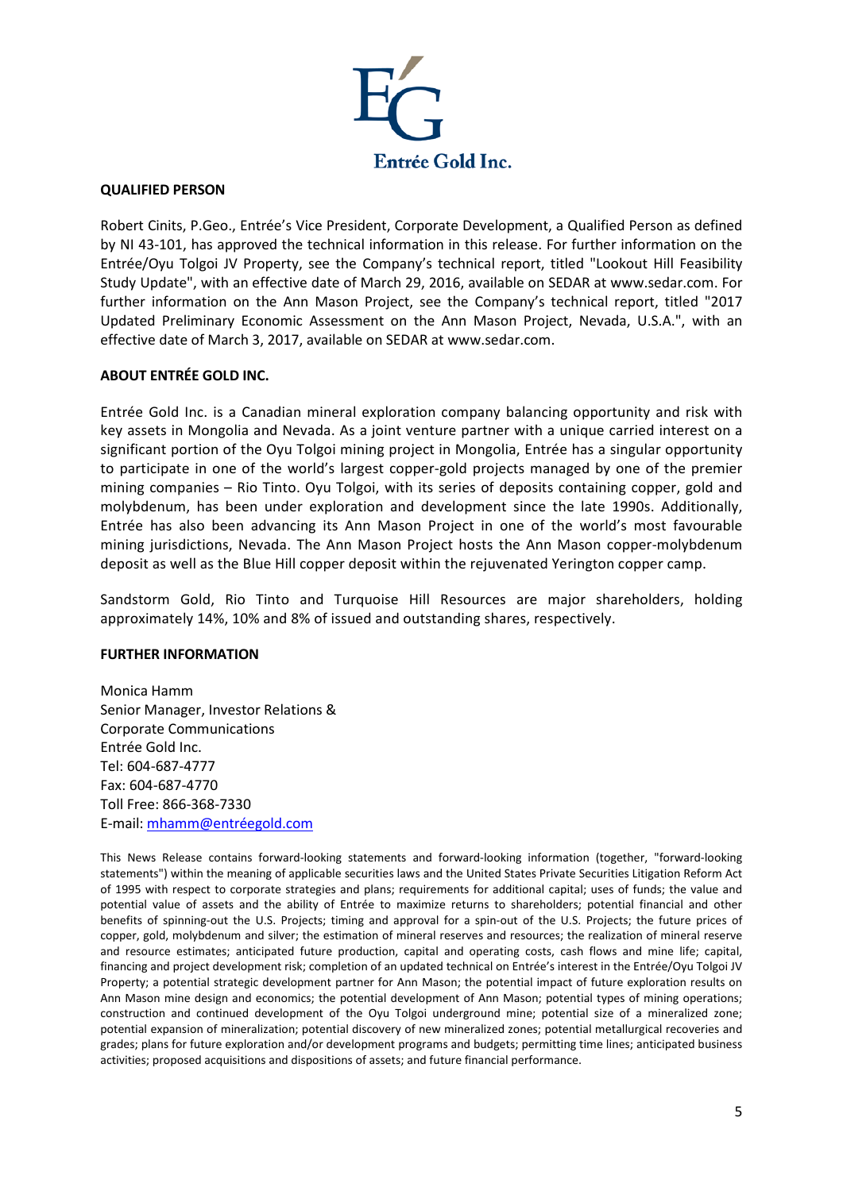**QUALIFIED PERSON**

Robert Cinits, P.Geo., Entrée's Vice President, Corporate Development, a Qualified Person as defined by NI 43-101, has approved the technical information in this release. For further information on the Entrée/Oyu Tolgoi JV Property, see the Company's technical report, titled "Lookout Hill Feasibility Study Update", with an effective date of March 29, 2016, available on SEDAR at www.sedar.com. For further information on the Ann Mason Project, see the Company's technical report, titled "2017 Updated Preliminary Economic Assessment on the Ann Mason Project, Nevada, U.S.A.", with an effective date of March 3, 2017, available on SEDAR at www.sedar.com.

**ABOUT ENTRÉE GOLD INC.**

Entrée Gold Inc. is a Canadian mineral exploration company balancing opportunity and risk with key assets in Mongolia and Nevada. As a joint venture partner with a unique carried interest on a significant portion of the Oyu Tolgoi mining project in Mongolia, Entrée has a singular opportunity to participate in one of the world's largest copper-gold projects managed by one of the premier mining companies – Rio Tinto. Oyu Tolgoi, with its series of deposits containing copper, gold and molybdenum, has been under exploration and development since the late 1990s. Additionally, Entrée has also been advancing its Ann Mason Project in one of the world's most favourable mining jurisdictions, Nevada. The Ann Mason Project hosts the Ann Mason copper-molybdenum deposit as well as the Blue Hill copper deposit within the rejuvenated Yerington copper camp.

Sandstorm Gold, Rio Tinto and Turquoise Hill Resources are major shareholders, holding approximately 14%, 10% and 8% of issued and outstanding shares, respectively.

**FURTHER INFORMATION**

Monica Hamm
Senior Manager, Investor Relations &
Corporate Communications
Entrée Gold Inc.
Tel: 604-687-4777
Fax: 604-687-4770
Toll Free: 866-368-7330
E-mail: mhamm@entréegold.com

This News Release contains forward-looking statements and forward-looking information (together, "forward-looking statements") within the meaning of applicable securities laws and the United States Private Securities Litigation Reform Act of 1995 with respect to corporate strategies and plans; requirements for additional capital; uses of funds; the value and potential value of assets and the ability of Entrée to maximize returns to shareholders; potential financial and other benefits of spinning-out the U.S. Projects; timing and approval for a spin-out of the U.S. Projects; the future prices of copper, gold, molybdenum and silver; the estimation of mineral reserves and resources; the realization of mineral reserve and resource estimates; anticipated future production, capital and operating costs, cash flows and mine life; capital, financing and project development risk; completion of an updated technical on Entrée's interest in the Entrée/Oyu Tolgoi JV Property; a potential strategic development partner for Ann Mason; the potential impact of future exploration results on Ann Mason mine design and economics; the potential development of Ann Mason; potential types of mining operations; construction and continued development of the Oyu Tolgoi underground mine; potential size of a mineralized zone; potential expansion of mineralization; potential discovery of new mineralized zones; potential metallurgical recoveries and grades; plans for future exploration and/or development programs and budgets; permitting time lines; anticipated business activities; proposed acquisitions and dispositions of assets; and future financial performance.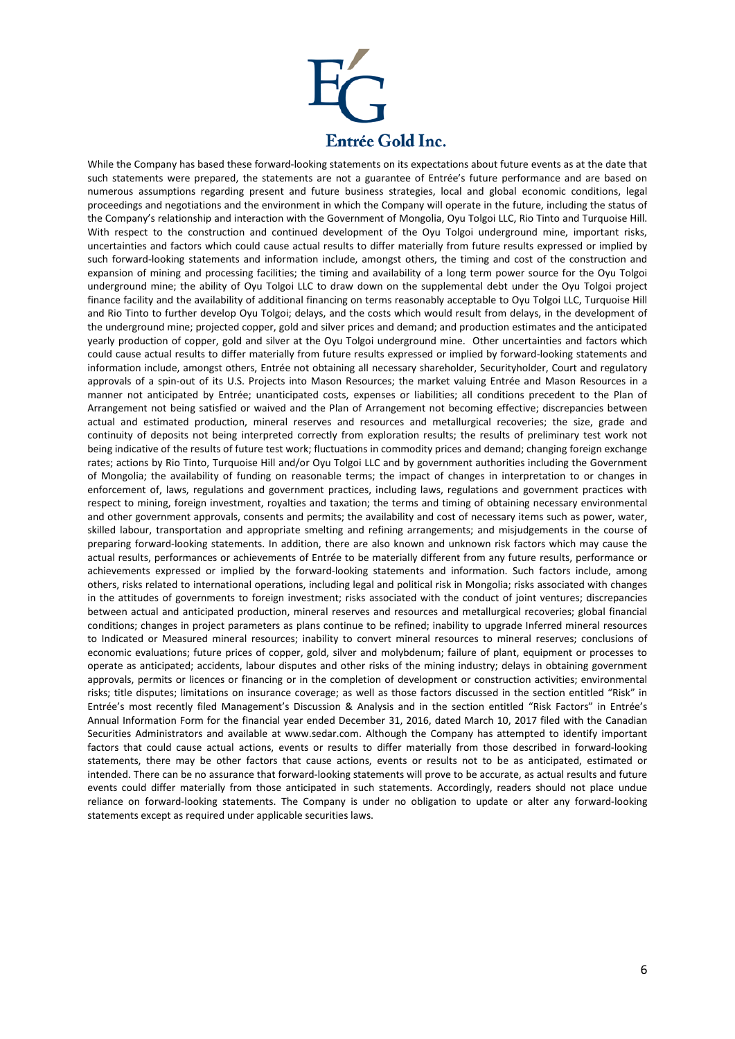While the Company has based these forward-looking statements on its expectations about future events as at the date that such statements were prepared, the statements are not a guarantee of Entrée's future performance and are based on numerous assumptions regarding present and future business strategies, local and global economic conditions, legal proceedings and negotiations and the environment in which the Company will operate in the future, including the status of the Company's relationship and interaction with the Government of Mongolia, Oyu Tolgoi LLC, Rio Tinto and Turquoise Hill. With respect to the construction and continued development of the Oyu Tolgoi underground mine, important risks, uncertainties and factors which could cause actual results to differ materially from future results expressed or implied by such forward-looking statements and information include, amongst others, the timing and cost of the construction and expansion of mining and processing facilities; the timing and availability of a long term power source for the Oyu Tolgoi underground mine; the ability of Oyu Tolgoi LLC to draw down on the supplemental debt under the Oyu Tolgoi project finance facility and the availability of additional financing on terms reasonably acceptable to Oyu Tolgoi LLC, Turquoise Hill and Rio Tinto to further develop Oyu Tolgoi; delays, and the costs which would result from delays, in the development of the underground mine; projected copper, gold and silver prices and demand; and production estimates and the anticipated yearly production of copper, gold and silver at the Oyu Tolgoi underground mine. Other uncertainties and factors which could cause actual results to differ materially from future results expressed or implied by forward-looking statements and information include, amongst others, Entrée not obtaining all necessary shareholder, Securityholder, Court and regulatory approvals of a spin-out of its U.S. Projects into Mason Resources; the market valuing Entrée and Mason Resources in a manner not anticipated by Entrée; unanticipated costs, expenses or liabilities; all conditions precedent to the Plan of Arrangement not being satisfied or waived and the Plan of Arrangement not becoming effective; discrepancies between actual and estimated production, mineral reserves and resources and metallurgical recoveries; the size, grade and continuity of deposits not being interpreted correctly from exploration results; the results of preliminary test work not being indicative of the results of future test work; fluctuations in commodity prices and demand; changing foreign exchange rates; actions by Rio Tinto, Turquoise Hill and/or Oyu Tolgoi LLC and by government authorities including the Government of Mongolia; the availability of funding on reasonable terms; the impact of changes in interpretation to or changes in enforcement of, laws, regulations and government practices, including laws, regulations and government practices with respect to mining, foreign investment, royalties and taxation; the terms and timing of obtaining necessary environmental and other government approvals, consents and permits; the availability and cost of necessary items such as power, water, skilled labour, transportation and appropriate smelting and refining arrangements; and misjudgements in the course of preparing forward-looking statements. In addition, there are also known and unknown risk factors which may cause the actual results, performances or achievements of Entrée to be materially different from any future results, performance or achievements expressed or implied by the forward-looking statements and information. Such factors include, among others, risks related to international operations, including legal and political risk in Mongolia; risks associated with changes in the attitudes of governments to foreign investment; risks associated with the conduct of joint ventures; discrepancies between actual and anticipated production, mineral reserves and resources and metallurgical recoveries; global financial conditions; changes in project parameters as plans continue to be refined; inability to upgrade Inferred mineral resources to Indicated or Measured mineral resources; inability to convert mineral resources to mineral reserves; conclusions of economic evaluations; future prices of copper, gold, silver and molybdenum; failure of plant, equipment or processes to operate as anticipated; accidents, labour disputes and other risks of the mining industry; delays in obtaining government approvals, permits or licences or financing or in the completion of development or construction activities; environmental risks; title disputes; limitations on insurance coverage; as well as those factors discussed in the section entitled "Risk" in Entrée's most recently filed Management's Discussion & Analysis and in the section entitled "Risk Factors" in Entrée's Annual Information Form for the financial year ended December 31, 2016, dated March 10, 2017 filed with the Canadian Securities Administrators and available at www.sedar.com. Although the Company has attempted to identify important factors that could cause actual actions, events or results to differ materially from those described in forward-looking statements, there may be other factors that cause actions, events or results not to be as anticipated, estimated or intended. There can be no assurance that forward-looking statements will prove to be accurate, as actual results and future events could differ materially from those anticipated in such statements. Accordingly, readers should not place undue reliance on forward-looking statements. The Company is under no obligation to update or alter any forward-looking statements except as required under applicable securities laws.